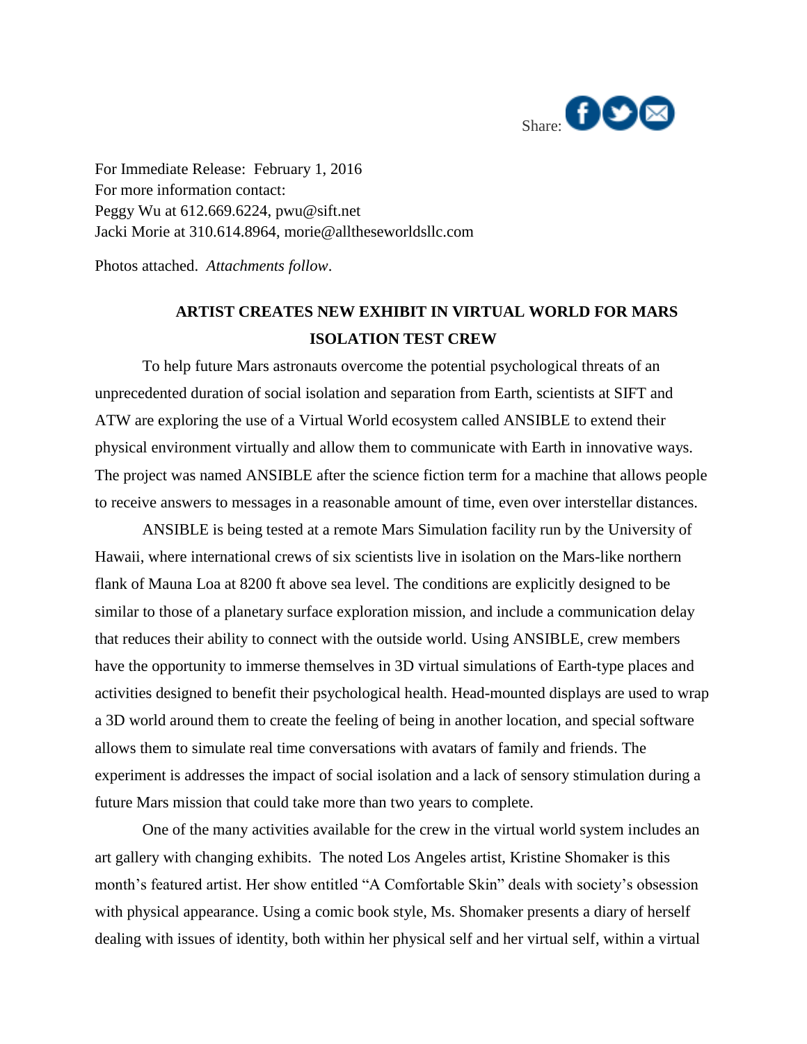Share:

For Immediate Release: February 1, 2016
For more information contact:
Peggy Wu at 612.669.6224, pwu@sift.net
Jacki Morie at 310.614.8964, morie@alltheseworldsllc.com

Photos attached. *Attachments follow*.

**ARTIST CREATES NEW EXHIBIT IN VIRTUAL WORLD FOR MARS ISOLATION TEST CREW**

To help future Mars astronauts overcome the potential psychological threats of an unprecedented duration of social isolation and separation from Earth, scientists at SIFT and ATW are exploring the use of a Virtual World ecosystem called ANSIBLE to extend their physical environment virtually and allow them to communicate with Earth in innovative ways. The project was named ANSIBLE after the science fiction term for a machine that allows people to receive answers to messages in a reasonable amount of time, even over interstellar distances.

ANSIBLE is being tested at a remote Mars Simulation facility run by the University of Hawaii, where international crews of six scientists live in isolation on the Mars-like northern flank of Mauna Loa at 8200 ft above sea level. The conditions are explicitly designed to be similar to those of a planetary surface exploration mission, and include a communication delay that reduces their ability to connect with the outside world. Using ANSIBLE, crew members have the opportunity to immerse themselves in 3D virtual simulations of Earth-type places and activities designed to benefit their psychological health. Head-mounted displays are used to wrap a 3D world around them to create the feeling of being in another location, and special software allows them to simulate real time conversations with avatars of family and friends. The experiment is addresses the impact of social isolation and a lack of sensory stimulation during a future Mars mission that could take more than two years to complete.

One of the many activities available for the crew in the virtual world system includes an art gallery with changing exhibits. The noted Los Angeles artist, Kristine Shomaker is this month's featured artist. Her show entitled "A Comfortable Skin" deals with society's obsession with physical appearance. Using a comic book style, Ms. Shomaker presents a diary of herself dealing with issues of identity, both within her physical self and her virtual self, within a virtual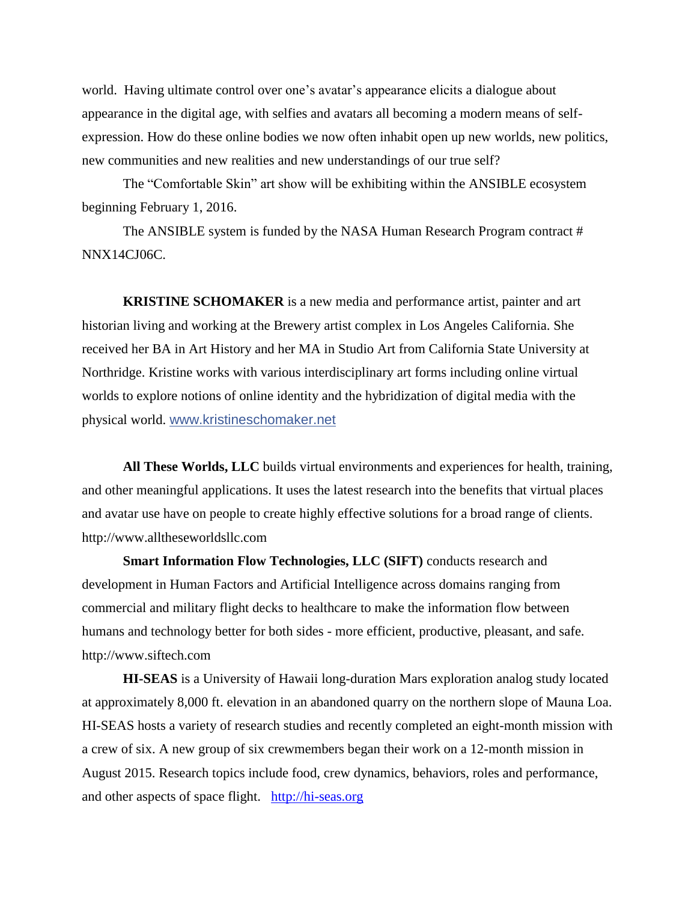world. Having ultimate control over one's avatar's appearance elicits a dialogue about appearance in the digital age, with selfies and avatars all becoming a modern means of self-expression. How do these online bodies we now often inhabit open up new worlds, new politics, new communities and new realities and new understandings of our true self?

The "Comfortable Skin" art show will be exhibiting within the ANSIBLE ecosystem beginning February 1, 2016.

The ANSIBLE system is funded by the NASA Human Research Program contract # NNX14CJ06C.

**KRISTINE SCHOMAKER** is a new media and performance artist, painter and art historian living and working at the Brewery artist complex in Los Angeles California. She received her BA in Art History and her MA in Studio Art from California State University at Northridge. Kristine works with various interdisciplinary art forms including online virtual worlds to explore notions of online identity and the hybridization of digital media with the physical world. www.kristineschomaker.net

**All These Worlds, LLC** builds virtual environments and experiences for health, training, and other meaningful applications. It uses the latest research into the benefits that virtual places and avatar use have on people to create highly effective solutions for a broad range of clients. http://www.alltheseworldsllc.com

**Smart Information Flow Technologies, LLC (SIFT)** conducts research and development in Human Factors and Artificial Intelligence across domains ranging from commercial and military flight decks to healthcare to make the information flow between humans and technology better for both sides - more efficient, productive, pleasant, and safe. http://www.siftech.com

**HI-SEAS** is a University of Hawaii long-duration Mars exploration analog study located at approximately 8,000 ft. elevation in an abandoned quarry on the northern slope of Mauna Loa. HI-SEAS hosts a variety of research studies and recently completed an eight-month mission with a crew of six. A new group of six crewmembers began their work on a 12-month mission in August 2015. Research topics include food, crew dynamics, behaviors, roles and performance, and other aspects of space flight. http://hi-seas.org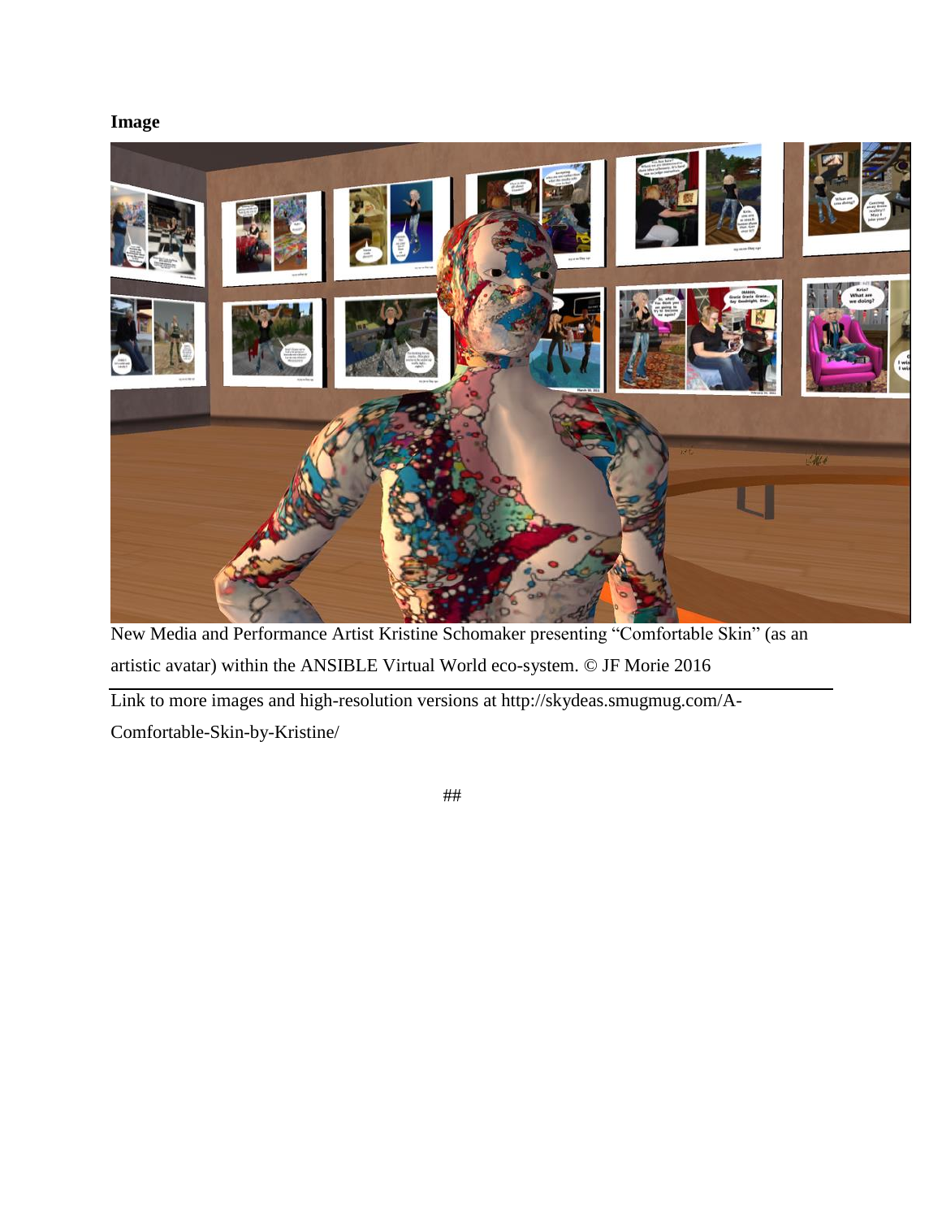**Image**

New Media and Performance Artist Kristine Schomaker presenting "Comfortable Skin" (as an artistic avatar) within the ANSIBLE Virtual World eco-system. © JF Morie 2016

Link to more images and high-resolution versions at http://skydeas.smugmug.com/A-Comfortable-Skin-by-Kristine/

##